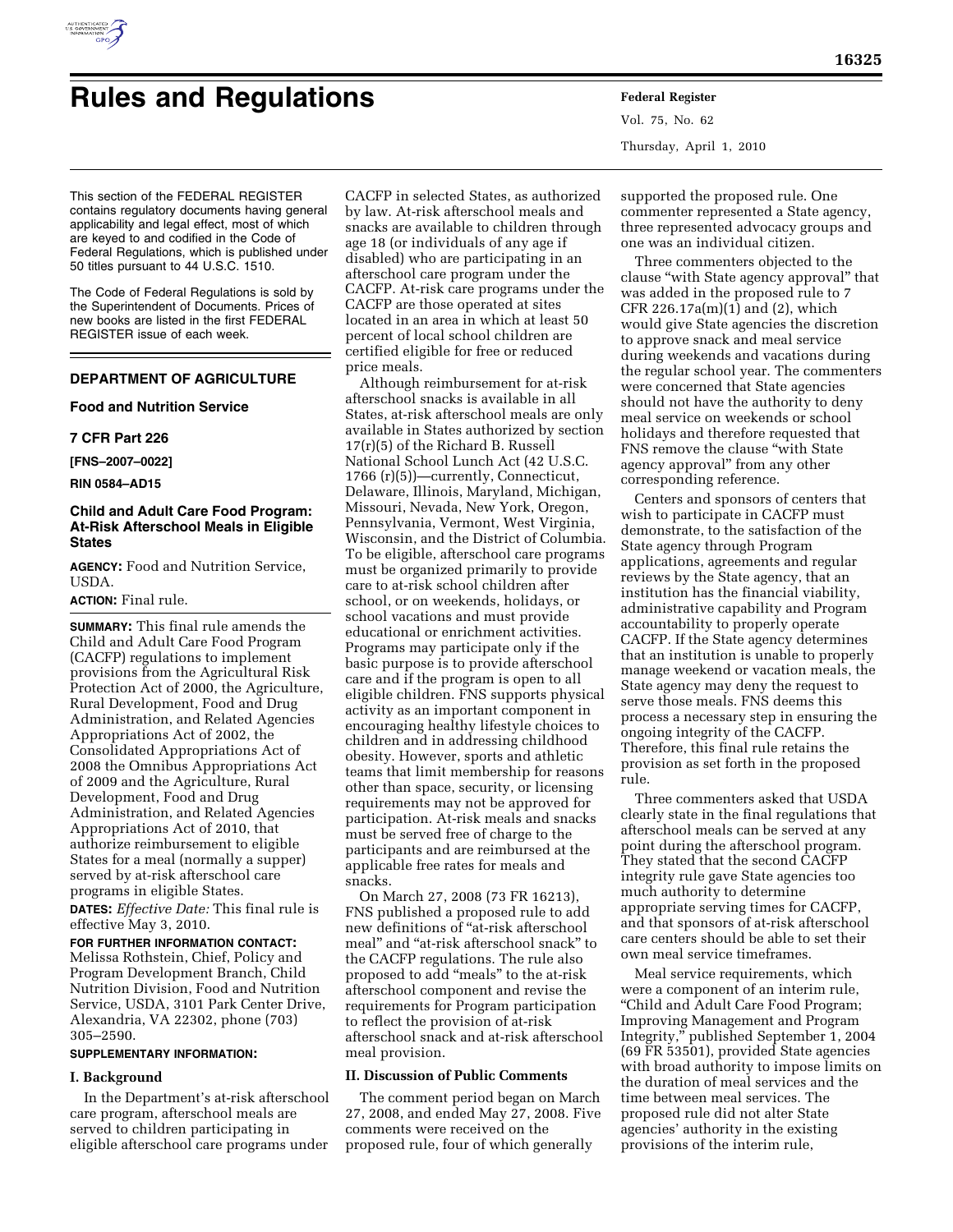# Rules and Regulations

This section of the FEDERAL REGISTER contains regulatory documents having general applicability and legal effect, most of which are keyed to and codified in the Code of Federal Regulations, which is published under 50 titles pursuant to 44 U.S.C. 1510.

The Code of Federal Regulations is sold by the Superintendent of Documents. Prices of new books are listed in the first FEDERAL REGISTER issue of each week.

## DEPARTMENT OF AGRICULTURE

### Food and Nutrition Service

### 7 CFR Part 226

**[FNS–2007–0022]**

**RIN 0584–AD15**

### Child and Adult Care Food Program: At-Risk Afterschool Meals in Eligible States

**AGENCY:** Food and Nutrition Service, USDA.

**ACTION:** Final rule.

**SUMMARY:** This final rule amends the Child and Adult Care Food Program (CACFP) regulations to implement provisions from the Agricultural Risk Protection Act of 2000, the Agriculture, Rural Development, Food and Drug Administration, and Related Agencies Appropriations Act of 2002, the Consolidated Appropriations Act of 2008 the Omnibus Appropriations Act of 2009 and the Agriculture, Rural Development, Food and Drug Administration, and Related Agencies Appropriations Act of 2010, that authorize reimbursement to eligible States for a meal (normally a supper) served by at-risk afterschool care programs in eligible States.

**DATES:** *Effective Date:* This final rule is effective May 3, 2010.

**FOR FURTHER INFORMATION CONTACT:** Melissa Rothstein, Chief, Policy and Program Development Branch, Child Nutrition Division, Food and Nutrition Service, USDA, 3101 Park Center Drive, Alexandria, VA 22302, phone (703) 305–2590.

**SUPPLEMENTARY INFORMATION:**

#### I. Background

In the Department's at-risk afterschool care program, afterschool meals are served to children participating in eligible afterschool care programs under CACFP in selected States, as authorized by law. At-risk afterschool meals and snacks are available to children through age 18 (or individuals of any age if disabled) who are participating in an afterschool care program under the CACFP. At-risk care programs under the CACFP are those operated at sites located in an area in which at least 50 percent of local school children are certified eligible for free or reduced price meals.

Although reimbursement for at-risk afterschool snacks is available in all States, at-risk afterschool meals are only available in States authorized by section 17(r)(5) of the Richard B. Russell National School Lunch Act (42 U.S.C. 1766 (r)(5))—currently, Connecticut, Delaware, Illinois, Maryland, Michigan, Missouri, Nevada, New York, Oregon, Pennsylvania, Vermont, West Virginia, Wisconsin, and the District of Columbia. To be eligible, afterschool care programs must be organized primarily to provide care to at-risk school children after school, or on weekends, holidays, or school vacations and must provide educational or enrichment activities. Programs may participate only if the basic purpose is to provide afterschool care and if the program is open to all eligible children. FNS supports physical activity as an important component in encouraging healthy lifestyle choices to children and in addressing childhood obesity. However, sports and athletic teams that limit membership for reasons other than space, security, or licensing requirements may not be approved for participation. At-risk meals and snacks must be served free of charge to the participants and are reimbursed at the applicable free rates for meals and snacks.

On March 27, 2008 (73 FR 16213), FNS published a proposed rule to add new definitions of "at-risk afterschool meal" and "at-risk afterschool snack" to the CACFP regulations. The rule also proposed to add "meals" to the at-risk afterschool component and revise the requirements for Program participation to reflect the provision of at-risk afterschool snack and at-risk afterschool meal provision.

#### II. Discussion of Public Comments

The comment period began on March 27, 2008, and ended May 27, 2008. Five comments were received on the proposed rule, four of which generally supported the proposed rule. One commenter represented a State agency, three represented advocacy groups and one was an individual citizen.

Three commenters objected to the clause "with State agency approval" that was added in the proposed rule to 7 CFR 226.17a(m)(1) and (2), which would give State agencies the discretion to approve snack and meal service during weekends and vacations during the regular school year. The commenters were concerned that State agencies should not have the authority to deny meal service on weekends or school holidays and therefore requested that FNS remove the clause "with State agency approval" from any other corresponding reference.

Centers and sponsors of centers that wish to participate in CACFP must demonstrate, to the satisfaction of the State agency through Program applications, agreements and regular reviews by the State agency, that an institution has the financial viability, administrative capability and Program accountability to properly operate CACFP. If the State agency determines that an institution is unable to properly manage weekend or vacation meals, the State agency may deny the request to serve those meals. FNS deems this process a necessary step in ensuring the ongoing integrity of the CACFP. Therefore, this final rule retains the provision as set forth in the proposed rule.

Three commenters asked that USDA clearly state in the final regulations that afterschool meals can be served at any point during the afterschool program. They stated that the second CACFP integrity rule gave State agencies too much authority to determine appropriate serving times for CACFP, and that sponsors of at-risk afterschool care centers should be able to set their own meal service timeframes.

Meal service requirements, which were a component of an interim rule, "Child and Adult Care Food Program; Improving Management and Program Integrity," published September 1, 2004 (69 FR 53501), provided State agencies with broad authority to impose limits on the duration of meal services and the time between meal services. The proposed rule did not alter State agencies' authority in the existing provisions of the interim rule,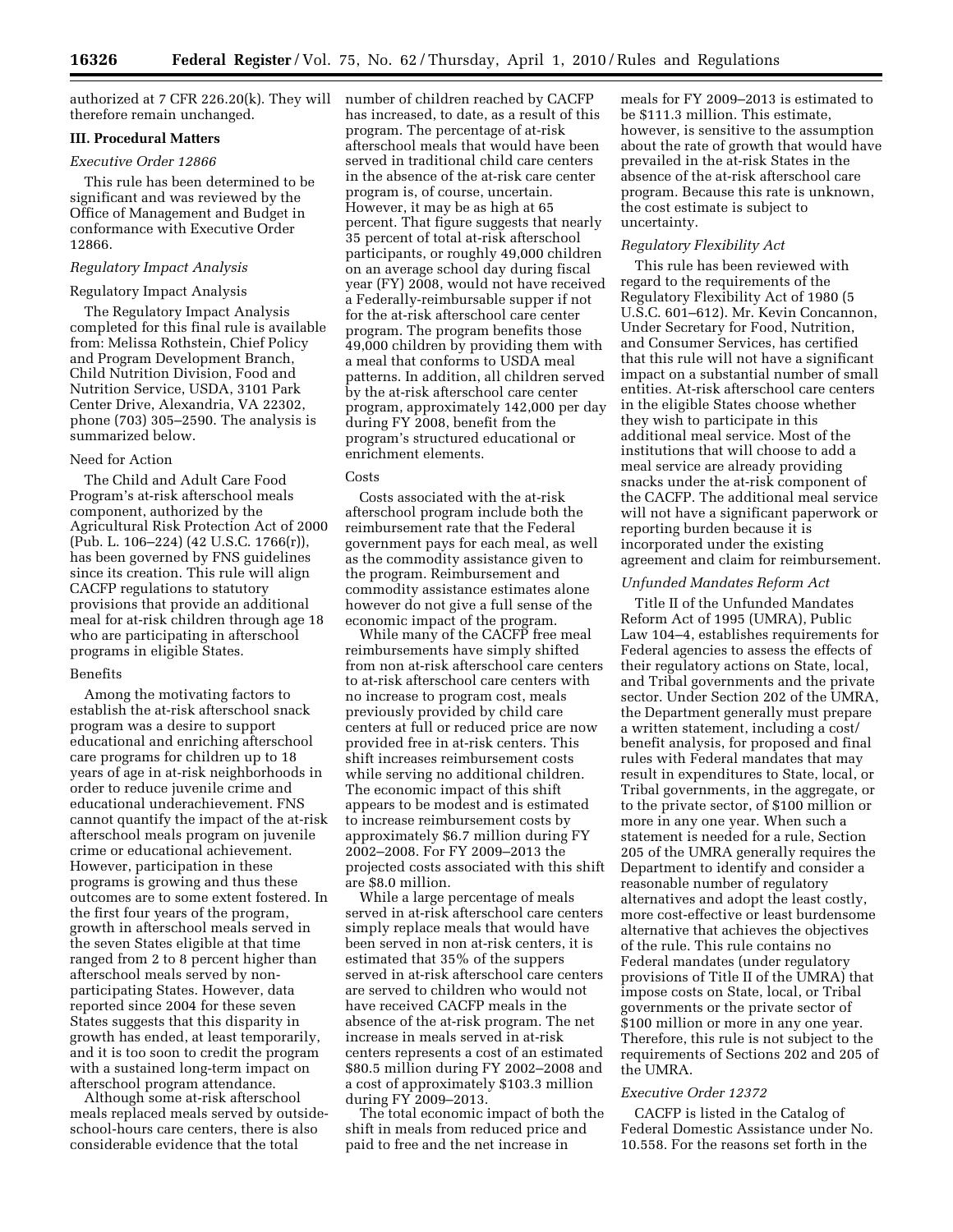authorized at 7 CFR 226.20(k). They will therefore remain unchanged.

## III. Procedural Matters

### *Executive Order 12866*

This rule has been determined to be significant and was reviewed by the Office of Management and Budget in conformance with Executive Order 12866.

### *Regulatory Impact Analysis*

Regulatory Impact Analysis

The Regulatory Impact Analysis completed for this final rule is available from: Melissa Rothstein, Chief Policy and Program Development Branch, Child Nutrition Division, Food and Nutrition Service, USDA, 3101 Park Center Drive, Alexandria, VA 22302, phone (703) 305–2590. The analysis is summarized below.

Need for Action

The Child and Adult Care Food Program's at-risk afterschool meals component, authorized by the Agricultural Risk Protection Act of 2000 (Pub. L. 106–224) (42 U.S.C. 1766(r)), has been governed by FNS guidelines since its creation. This rule will align CACFP regulations to statutory provisions that provide an additional meal for at-risk children through age 18 who are participating in afterschool programs in eligible States.

Benefits

Among the motivating factors to establish the at-risk afterschool snack program was a desire to support educational and enriching afterschool care programs for children up to 18 years of age in at-risk neighborhoods in order to reduce juvenile crime and educational underachievement. FNS cannot quantify the impact of the at-risk afterschool meals program on juvenile crime or educational achievement. However, participation in these programs is growing and thus these outcomes are to some extent fostered. In the first four years of the program, growth in afterschool meals served in the seven States eligible at that time ranged from 2 to 8 percent higher than afterschool meals served by non-participating States. However, data reported since 2004 for these seven States suggests that this disparity in growth has ended, at least temporarily, and it is too soon to credit the program with a sustained long-term impact on afterschool program attendance.

Although some at-risk afterschool meals replaced meals served by outside-school-hours care centers, there is also considerable evidence that the total number of children reached by CACFP has increased, to date, as a result of this program. The percentage of at-risk afterschool meals that would have been served in traditional child care centers in the absence of the at-risk care center program is, of course, uncertain. However, it may be as high at 65 percent. That figure suggests that nearly 35 percent of total at-risk afterschool participants, or roughly 49,000 children on an average school day during fiscal year (FY) 2008, would not have received a Federally-reimbursable supper if not for the at-risk afterschool care center program. The program benefits those 49,000 children by providing them with a meal that conforms to USDA meal patterns. In addition, all children served by the at-risk afterschool care center program, approximately 142,000 per day during FY 2008, benefit from the program's structured educational or enrichment elements.

Costs

Costs associated with the at-risk afterschool program include both the reimbursement rate that the Federal government pays for each meal, as well as the commodity assistance given to the program. Reimbursement and commodity assistance estimates alone however do not give a full sense of the economic impact of the program.

While many of the CACFP free meal reimbursements have simply shifted from non at-risk afterschool care centers to at-risk afterschool care centers with no increase to program cost, meals previously provided by child care centers at full or reduced price are now provided free in at-risk centers. This shift increases reimbursement costs while serving no additional children. The economic impact of this shift appears to be modest and is estimated to increase reimbursement costs by approximately $6.7 million during FY 2002–2008. For FY 2009–2013 the projected costs associated with this shift are $8.0 million.

While a large percentage of meals served in at-risk afterschool care centers simply replace meals that would have been served in non at-risk centers, it is estimated that 35% of the suppers served in at-risk afterschool care centers are served to children who would not have received CACFP meals in the absence of the at-risk program. The net increase in meals served in at-risk centers represents a cost of an estimated $80.5 million during FY 2002–2008 and a cost of approximately $103.3 million during FY 2009–2013.

The total economic impact of both the shift in meals from reduced price and paid to free and the net increase in meals for FY 2009–2013 is estimated to be $111.3 million. This estimate, however, is sensitive to the assumption about the rate of growth that would have prevailed in the at-risk States in the absence of the at-risk afterschool care program. Because this rate is unknown, the cost estimate is subject to uncertainty.

### *Regulatory Flexibility Act*

This rule has been reviewed with regard to the requirements of the Regulatory Flexibility Act of 1980 (5 U.S.C. 601–612). Mr. Kevin Concannon, Under Secretary for Food, Nutrition, and Consumer Services, has certified that this rule will not have a significant impact on a substantial number of small entities. At-risk afterschool care centers in the eligible States choose whether they wish to participate in this additional meal service. Most of the institutions that will choose to add a meal service are already providing snacks under the at-risk component of the CACFP. The additional meal service will not have a significant paperwork or reporting burden because it is incorporated under the existing agreement and claim for reimbursement.

### *Unfunded Mandates Reform Act*

Title II of the Unfunded Mandates Reform Act of 1995 (UMRA), Public Law 104–4, establishes requirements for Federal agencies to assess the effects of their regulatory actions on State, local, and Tribal governments and the private sector. Under Section 202 of the UMRA, the Department generally must prepare a written statement, including a cost/benefit analysis, for proposed and final rules with Federal mandates that may result in expenditures to State, local, or Tribal governments, in the aggregate, or to the private sector, of $100 million or more in any one year. When such a statement is needed for a rule, Section 205 of the UMRA generally requires the Department to identify and consider a reasonable number of regulatory alternatives and adopt the least costly, more cost-effective or least burdensome alternative that achieves the objectives of the rule. This rule contains no Federal mandates (under regulatory provisions of Title II of the UMRA) that impose costs on State, local, or Tribal governments or the private sector of $100 million or more in any one year. Therefore, this rule is not subject to the requirements of Sections 202 and 205 of the UMRA.

### *Executive Order 12372*

CACFP is listed in the Catalog of Federal Domestic Assistance under No. 10.558. For the reasons set forth in the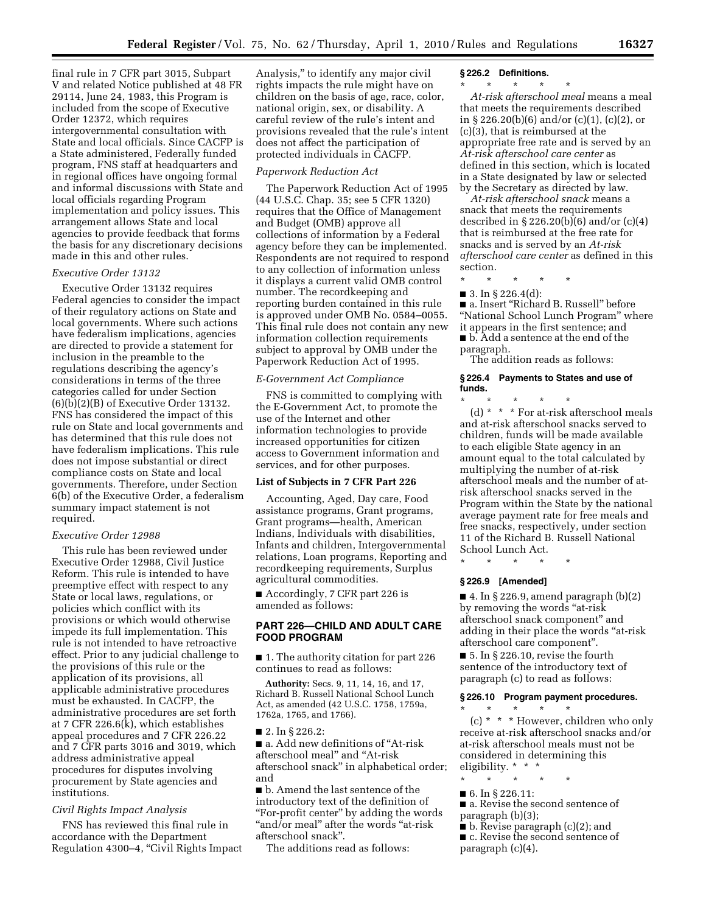final rule in 7 CFR part 3015, Subpart V and related Notice published at 48 FR 29114, June 24, 1983, this Program is included from the scope of Executive Order 12372, which requires intergovernmental consultation with State and local officials. Since CACFP is a State administered, Federally funded program, FNS staff at headquarters and in regional offices have ongoing formal and informal discussions with State and local officials regarding Program implementation and policy issues. This arrangement allows State and local agencies to provide feedback that forms the basis for any discretionary decisions made in this and other rules.

*Executive Order 13132*

Executive Order 13132 requires Federal agencies to consider the impact of their regulatory actions on State and local governments. Where such actions have federalism implications, agencies are directed to provide a statement for inclusion in the preamble to the regulations describing the agency's considerations in terms of the three categories called for under Section (6)(b)(2)(B) of Executive Order 13132. FNS has considered the impact of this rule on State and local governments and has determined that this rule does not have federalism implications. This rule does not impose substantial or direct compliance costs on State and local governments. Therefore, under Section 6(b) of the Executive Order, a federalism summary impact statement is not required.

*Executive Order 12988*

This rule has been reviewed under Executive Order 12988, Civil Justice Reform. This rule is intended to have preemptive effect with respect to any State or local laws, regulations, or policies which conflict with its provisions or which would otherwise impede its full implementation. This rule is not intended to have retroactive effect. Prior to any judicial challenge to the provisions of this rule or the application of its provisions, all applicable administrative procedures must be exhausted. In CACFP, the administrative procedures are set forth at 7 CFR 226.6(k), which establishes appeal procedures and 7 CFR 226.22 and 7 CFR parts 3016 and 3019, which address administrative appeal procedures for disputes involving procurement by State agencies and institutions.

*Civil Rights Impact Analysis*

FNS has reviewed this final rule in accordance with the Department Regulation 4300–4, "Civil Rights Impact Analysis," to identify any major civil rights impacts the rule might have on children on the basis of age, race, color, national origin, sex, or disability. A careful review of the rule's intent and provisions revealed that the rule's intent does not affect the participation of protected individuals in CACFP.

*Paperwork Reduction Act*

The Paperwork Reduction Act of 1995 (44 U.S.C. Chap. 35; see 5 CFR 1320) requires that the Office of Management and Budget (OMB) approve all collections of information by a Federal agency before they can be implemented. Respondents are not required to respond to any collection of information unless it displays a current valid OMB control number. The recordkeeping and reporting burden contained in this rule is approved under OMB No. 0584–0055. This final rule does not contain any new information collection requirements subject to approval by OMB under the Paperwork Reduction Act of 1995.

*E-Government Act Compliance*

FNS is committed to complying with the E-Government Act, to promote the use of the Internet and other information technologies to provide increased opportunities for citizen access to Government information and services, and for other purposes.

**List of Subjects in 7 CFR Part 226**

Accounting, Aged, Day care, Food assistance programs, Grant programs, Grant programs—health, American Indians, Individuals with disabilities, Infants and children, Intergovernmental relations, Loan programs, Reporting and recordkeeping requirements, Surplus agricultural commodities.

■ Accordingly, 7 CFR part 226 is amended as follows:

## PART 226—CHILD AND ADULT CARE FOOD PROGRAM

■ 1. The authority citation for part 226 continues to read as follows:

**Authority:** Secs. 9, 11, 14, 16, and 17, Richard B. Russell National School Lunch Act, as amended (42 U.S.C. 1758, 1759a, 1762a, 1765, and 1766).

■ 2. In § 226.2:

■ a. Add new definitions of "At-risk afterschool meal" and "At-risk afterschool snack" in alphabetical order; and

■ b. Amend the last sentence of the introductory text of the definition of "For-profit center" by adding the words "and/or meal" after the words "at-risk afterschool snack".

The additions read as follows:

**§ 226.2 Definitions.**

\* \* \* \* \*

*At-risk afterschool meal* means a meal that meets the requirements described in § 226.20(b)(6) and/or (c)(1), (c)(2), or (c)(3), that is reimbursed at the appropriate free rate and is served by an *At-risk afterschool care center* as defined in this section, which is located in a State designated by law or selected by the Secretary as directed by law.

*At-risk afterschool snack* means a snack that meets the requirements described in § 226.20(b)(6) and/or (c)(4) that is reimbursed at the free rate for snacks and is served by an *At-risk afterschool care center* as defined in this section.

\* \* \* \* \*

■ 3. In § 226.4(d):

■ a. Insert "Richard B. Russell" before "National School Lunch Program" where it appears in the first sentence; and

■ b. Add a sentence at the end of the paragraph.

The addition reads as follows:

**§ 226.4 Payments to States and use of funds.**

\* \* \* \* \*

(d) \* \* \* For at-risk afterschool meals and at-risk afterschool snacks served to children, funds will be made available to each eligible State agency in an amount equal to the total calculated by multiplying the number of at-risk afterschool meals and the number of at-risk afterschool snacks served in the Program within the State by the national average payment rate for free meals and free snacks, respectively, under section 11 of the Richard B. Russell National School Lunch Act.

\* \* \* \* \*

**§ 226.9 [Amended]**

■ 4. In § 226.9, amend paragraph (b)(2) by removing the words "at-risk afterschool snack component" and adding in their place the words "at-risk afterschool care component".

■ 5. In § 226.10, revise the fourth sentence of the introductory text of paragraph (c) to read as follows:

**§ 226.10 Program payment procedures.**

\* \* \* \* \*

(c) \* \* \* However, children who only receive at-risk afterschool snacks and/or at-risk afterschool meals must not be considered in determining this eligibility. \* \* \*

\* \* \* \* \*

■ 6. In § 226.11:

■ a. Revise the second sentence of paragraph (b)(3);

■ b. Revise paragraph (c)(2); and

■ c. Revise the second sentence of paragraph (c)(4).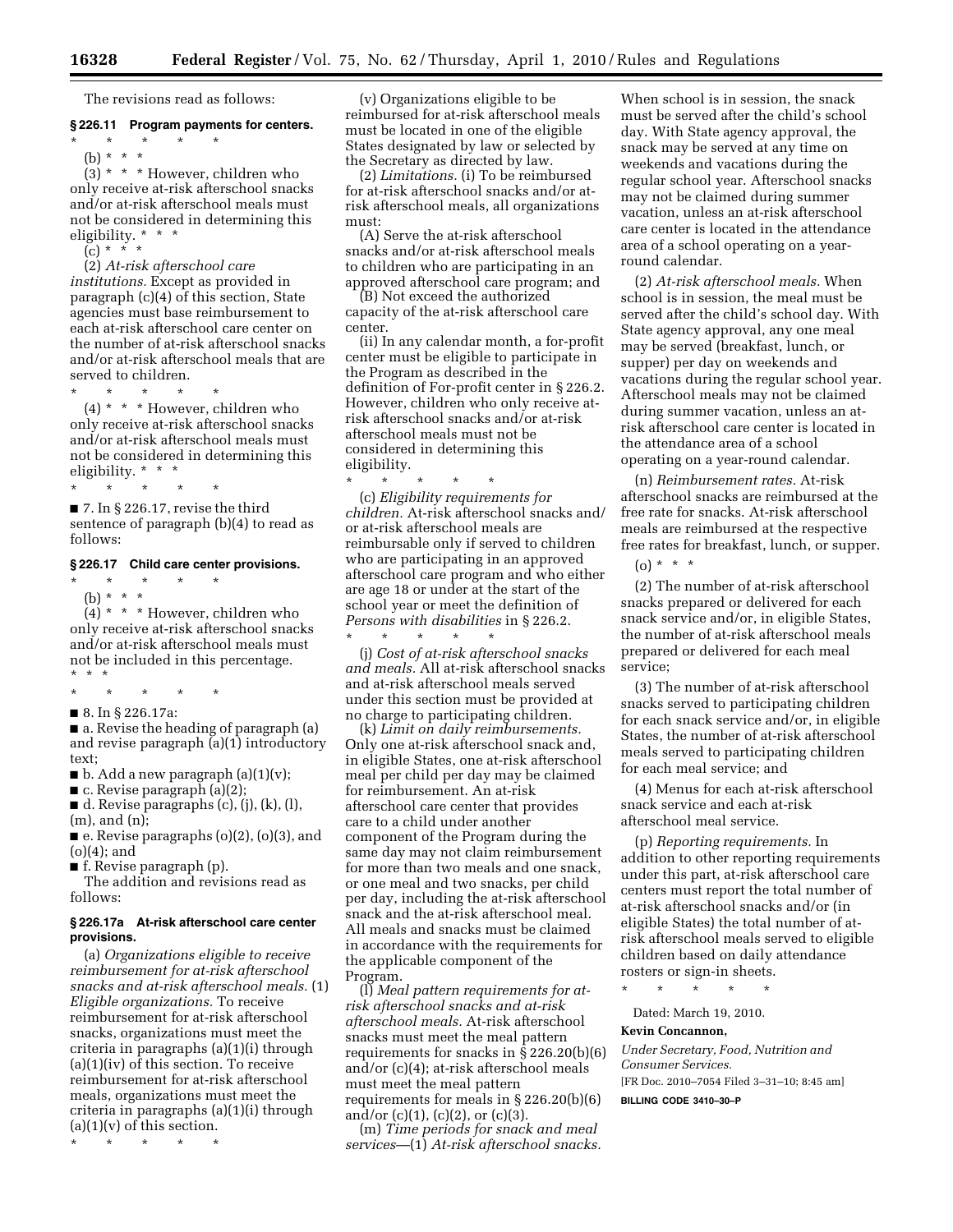The revisions read as follows:

**§ 226.11 Program payments for centers.**

\* \* \* \* \*

(b) \* \* \*

(3) \* \* \* However, children who only receive at-risk afterschool snacks and/or at-risk afterschool meals must not be considered in determining this eligibility. \* \* \*

(c) \* \* \*

(2) *At-risk afterschool care institutions.* Except as provided in paragraph (c)(4) of this section, State agencies must base reimbursement to each at-risk afterschool care center on the number of at-risk afterschool snacks and/or at-risk afterschool meals that are served to children.

\* \* \* \* \*

(4) \* \* \* However, children who only receive at-risk afterschool snacks and/or at-risk afterschool meals must not be considered in determining this eligibility. \* \* \*

\* \* \* \* \*

■ 7. In § 226.17, revise the third sentence of paragraph (b)(4) to read as follows:

**§ 226.17 Child care center provisions.**

\* \* \* \* \*

(b) \* \* \*

(4) \* \* \* However, children who only receive at-risk afterschool snacks and/or at-risk afterschool meals must not be included in this percentage. \* \* \*

\* \* \* \* \*

■ 8. In § 226.17a:

■ a. Revise the heading of paragraph (a) and revise paragraph (a)(1) introductory text;

■ b. Add a new paragraph (a)(1)(v);

■ c. Revise paragraph (a)(2);

■ d. Revise paragraphs (c), (j), (k), (l), (m), and (n);

■ e. Revise paragraphs (o)(2), (o)(3), and (o)(4); and

■ f. Revise paragraph (p).

The addition and revisions read as follows:

**§ 226.17a At-risk afterschool care center provisions.**

(a) *Organizations eligible to receive reimbursement for at-risk afterschool snacks and at-risk afterschool meals.* (1) *Eligible organizations.* To receive reimbursement for at-risk afterschool snacks, organizations must meet the criteria in paragraphs (a)(1)(i) through (a)(1)(iv) of this section. To receive reimbursement for at-risk afterschool meals, organizations must meet the criteria in paragraphs (a)(1)(i) through (a)(1)(v) of this section.

\* \* \* \* \*

(v) Organizations eligible to be reimbursed for at-risk afterschool meals must be located in one of the eligible States designated by law or selected by the Secretary as directed by law.

(2) *Limitations.* (i) To be reimbursed for at-risk afterschool snacks and/or at-risk afterschool meals, all organizations must:

(A) Serve the at-risk afterschool snacks and/or at-risk afterschool meals to children who are participating in an approved afterschool care program; and

(B) Not exceed the authorized capacity of the at-risk afterschool care center.

(ii) In any calendar month, a for-profit center must be eligible to participate in the Program as described in the definition of For-profit center in § 226.2. However, children who only receive at-risk afterschool snacks and/or at-risk afterschool meals must not be considered in determining this eligibility.

\* \* \* \* \*

(c) *Eligibility requirements for children.* At-risk afterschool snacks and/or at-risk afterschool meals are reimbursable only if served to children who are participating in an approved afterschool care program and who either are age 18 or under at the start of the school year or meet the definition of *Persons with disabilities* in § 226.2.

\* \* \* \* \*

(j) *Cost of at-risk afterschool snacks and meals.* All at-risk afterschool snacks and at-risk afterschool meals served under this section must be provided at no charge to participating children.

(k) *Limit on daily reimbursements.* Only one at-risk afterschool snack and, in eligible States, one at-risk afterschool meal per child per day may be claimed for reimbursement. An at-risk afterschool care center that provides care to a child under another component of the Program during the same day may not claim reimbursement for more than two meals and one snack, or one meal and two snacks, per child per day, including the at-risk afterschool snack and the at-risk afterschool meal. All meals and snacks must be claimed in accordance with the requirements for the applicable component of the Program.

(l) *Meal pattern requirements for at-risk afterschool snacks and at-risk afterschool meals.* At-risk afterschool snacks must meet the meal pattern requirements for snacks in § 226.20(b)(6) and/or (c)(4); at-risk afterschool meals must meet the meal pattern requirements for meals in § 226.20(b)(6) and/or (c)(1), (c)(2), or (c)(3).

(m) *Time periods for snack and meal services*—(1) *At-risk afterschool snacks.* When school is in session, the snack must be served after the child's school day. With State agency approval, the snack may be served at any time on weekends and vacations during the regular school year. Afterschool snacks may not be claimed during summer vacation, unless an at-risk afterschool care center is located in the attendance area of a school operating on a year-round calendar.

(2) *At-risk afterschool meals.* When school is in session, the meal must be served after the child's school day. With State agency approval, any one meal may be served (breakfast, lunch, or supper) per day on weekends and vacations during the regular school year. Afterschool meals may not be claimed during summer vacation, unless an at-risk afterschool care center is located in the attendance area of a school operating on a year-round calendar.

(n) *Reimbursement rates.* At-risk afterschool snacks are reimbursed at the free rate for snacks. At-risk afterschool meals are reimbursed at the respective free rates for breakfast, lunch, or supper.

(o) \* \* \*

(2) The number of at-risk afterschool snacks prepared or delivered for each snack service and/or, in eligible States, the number of at-risk afterschool meals prepared or delivered for each meal service;

(3) The number of at-risk afterschool snacks served to participating children for each snack service and/or, in eligible States, the number of at-risk afterschool meals served to participating children for each meal service; and

(4) Menus for each at-risk afterschool snack service and each at-risk afterschool meal service.

(p) *Reporting requirements.* In addition to other reporting requirements under this part, at-risk afterschool care centers must report the total number of at-risk afterschool snacks and/or (in eligible States) the total number of at-risk afterschool meals served to eligible children based on daily attendance rosters or sign-in sheets.

\* \* \* \* \*

Dated: March 19, 2010.

**Kevin Concannon,**

*Under Secretary, Food, Nutrition and Consumer Services.*

[FR Doc. 2010–7054 Filed 3–31–10; 8:45 am]

**BILLING CODE 3410–30–P**